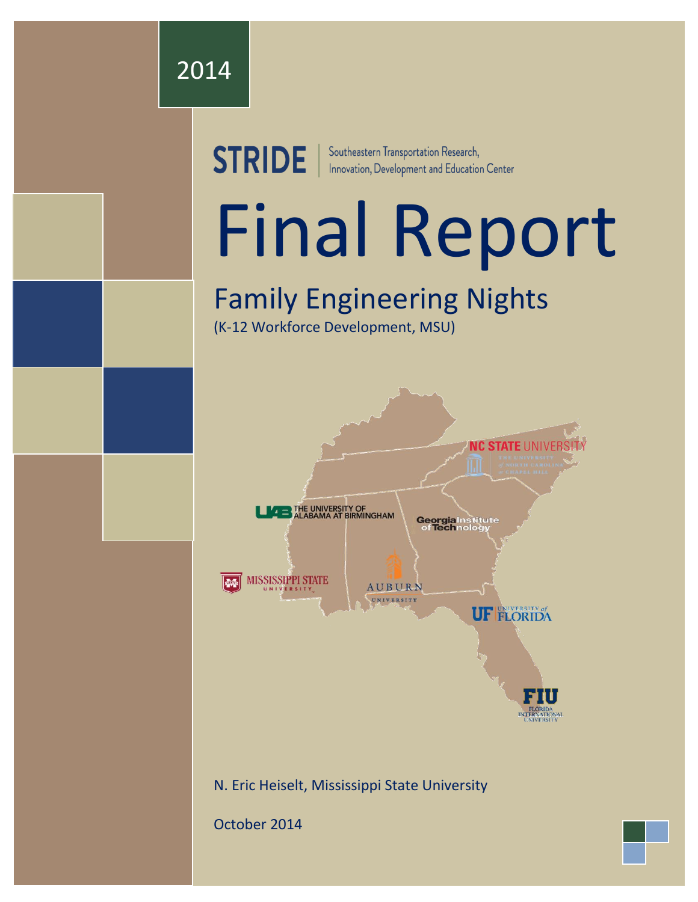2014

STRIDE | Southeastern Transportation Research, Innovation, Development and Education Center

# Final Report

## Family Engineering Nights

(K-12 Workforce Development, MSU)

N. Eric Heiselt, Mississippi State University

October 2014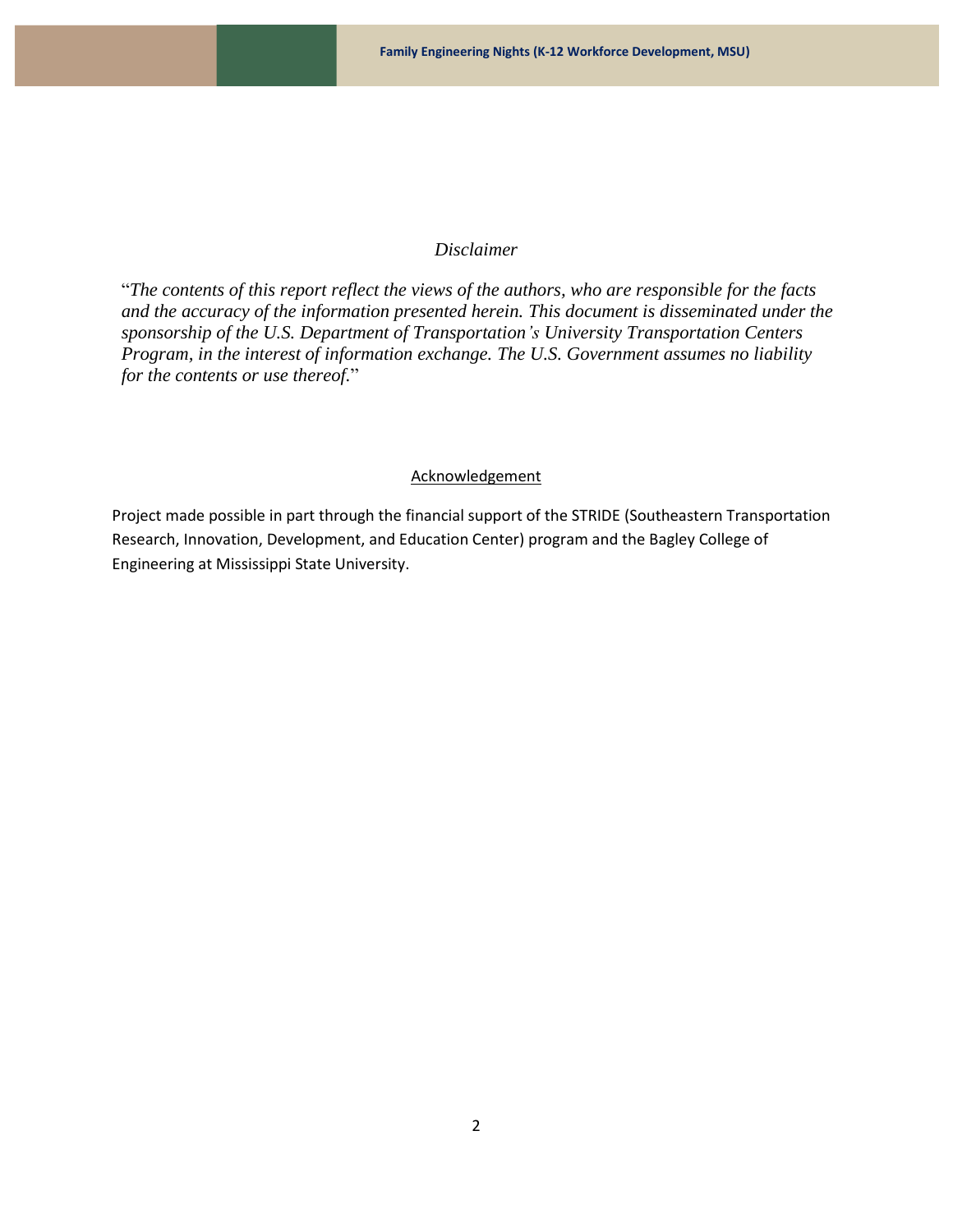*Disclaimer*

"*The contents of this report reflect the views of the authors, who are responsible for the facts and the accuracy of the information presented herein. This document is disseminated under the sponsorship of the U.S. Department of Transportation's University Transportation Centers Program, in the interest of information exchange. The U.S. Government assumes no liability for the contents or use thereof.*"

Acknowledgement

Project made possible in part through the financial support of the STRIDE (Southeastern Transportation Research, Innovation, Development, and Education Center) program and the Bagley College of Engineering at Mississippi State University.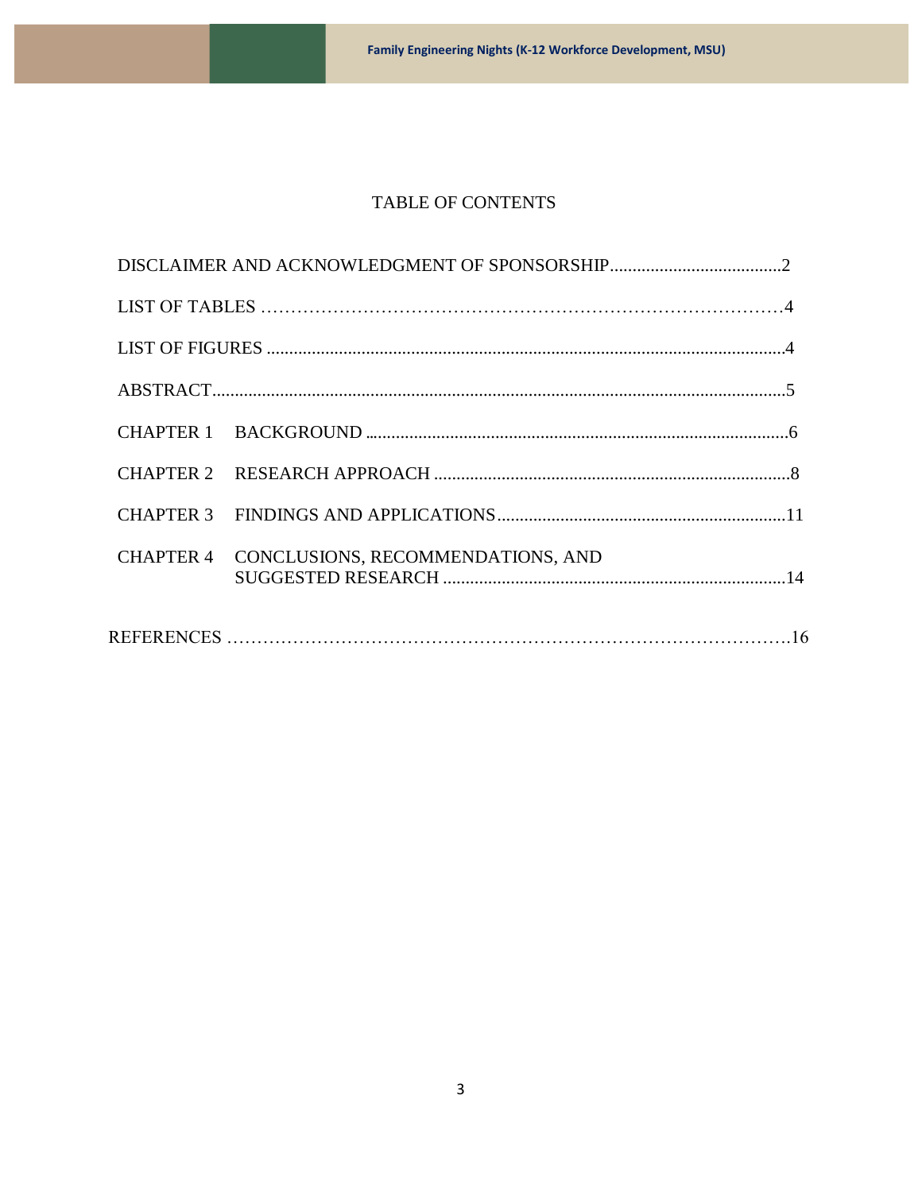# TABLE OF CONTENTS

DISCLAIMER AND ACKNOWLEDGMENT OF SPONSORSHIP......................................2

LIST OF TABLES …………………………………………………………………………4

LIST OF FIGURES ...................................................................................................................4

ABSTRACT.............................................................................................................................5

CHAPTER 1 BACKGROUND .............................................................................................6

CHAPTER 2 RESEARCH APPROACH ...............................................................................8

CHAPTER 3 FINDINGS AND APPLICATIONS................................................................11

CHAPTER 4 CONCLUSIONS, RECOMMENDATIONS, AND SUGGESTED RESEARCH ............................................................................14

REFERENCES ……………………………………………………………………………….16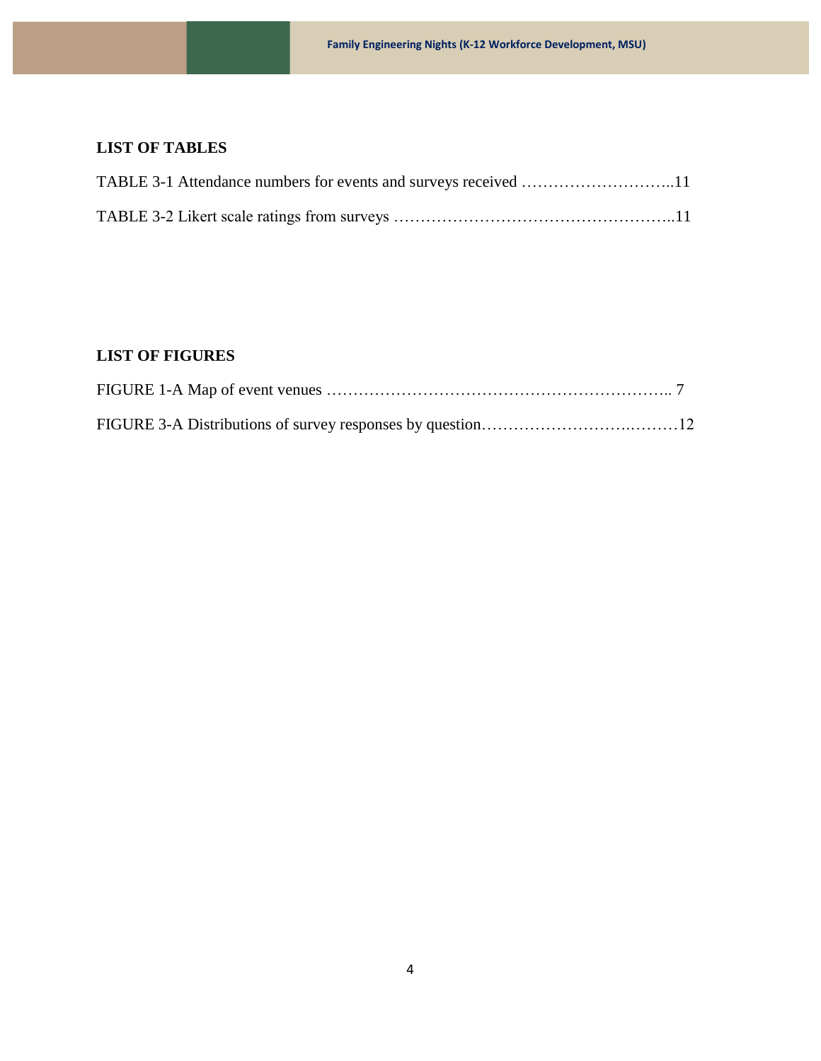## LIST OF TABLES

TABLE 3-1 Attendance numbers for events and surveys received ………………………..11

TABLE 3-2 Likert scale ratings from surveys ……………………………………………..11

## LIST OF FIGURES

FIGURE 1-A Map of event venues ……………………………………………………….. 7

FIGURE 3-A Distributions of survey responses by question…………………….………12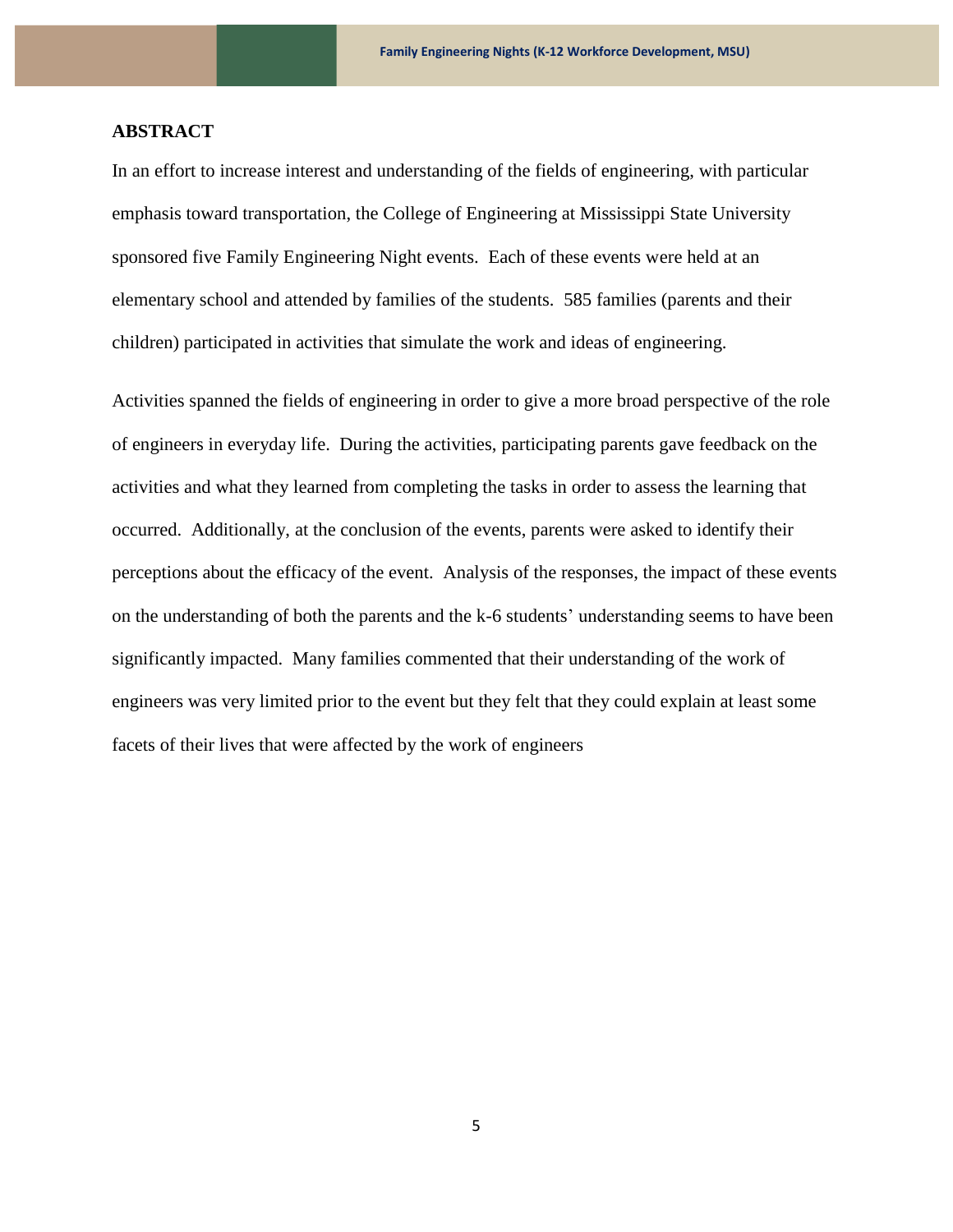## ABSTRACT

In an effort to increase interest and understanding of the fields of engineering, with particular emphasis toward transportation, the College of Engineering at Mississippi State University sponsored five Family Engineering Night events. Each of these events were held at an elementary school and attended by families of the students. 585 families (parents and their children) participated in activities that simulate the work and ideas of engineering.

Activities spanned the fields of engineering in order to give a more broad perspective of the role of engineers in everyday life. During the activities, participating parents gave feedback on the activities and what they learned from completing the tasks in order to assess the learning that occurred. Additionally, at the conclusion of the events, parents were asked to identify their perceptions about the efficacy of the event. Analysis of the responses, the impact of these events on the understanding of both the parents and the k-6 students' understanding seems to have been significantly impacted. Many families commented that their understanding of the work of engineers was very limited prior to the event but they felt that they could explain at least some facets of their lives that were affected by the work of engineers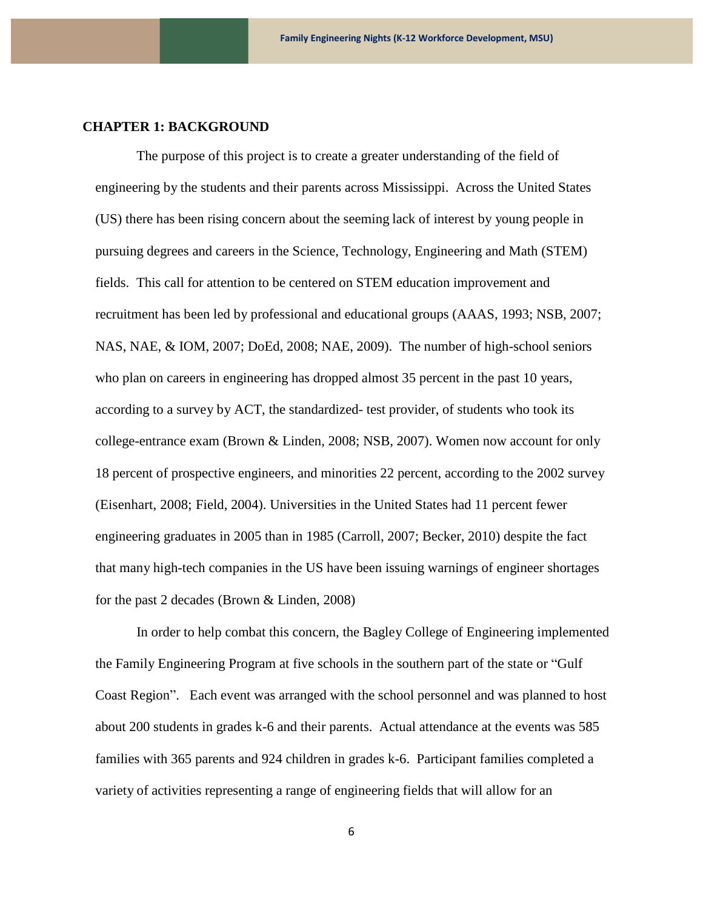## CHAPTER 1: BACKGROUND

The purpose of this project is to create a greater understanding of the field of engineering by the students and their parents across Mississippi. Across the United States (US) there has been rising concern about the seeming lack of interest by young people in pursuing degrees and careers in the Science, Technology, Engineering and Math (STEM) fields. This call for attention to be centered on STEM education improvement and recruitment has been led by professional and educational groups (AAAS, 1993; NSB, 2007; NAS, NAE, & IOM, 2007; DoEd, 2008; NAE, 2009). The number of high-school seniors who plan on careers in engineering has dropped almost 35 percent in the past 10 years, according to a survey by ACT, the standardized- test provider, of students who took its college-entrance exam (Brown & Linden, 2008; NSB, 2007). Women now account for only 18 percent of prospective engineers, and minorities 22 percent, according to the 2002 survey (Eisenhart, 2008; Field, 2004). Universities in the United States had 11 percent fewer engineering graduates in 2005 than in 1985 (Carroll, 2007; Becker, 2010) despite the fact that many high-tech companies in the US have been issuing warnings of engineer shortages for the past 2 decades (Brown & Linden, 2008)

In order to help combat this concern, the Bagley College of Engineering implemented the Family Engineering Program at five schools in the southern part of the state or "Gulf Coast Region". Each event was arranged with the school personnel and was planned to host about 200 students in grades k-6 and their parents. Actual attendance at the events was 585 families with 365 parents and 924 children in grades k-6. Participant families completed a variety of activities representing a range of engineering fields that will allow for an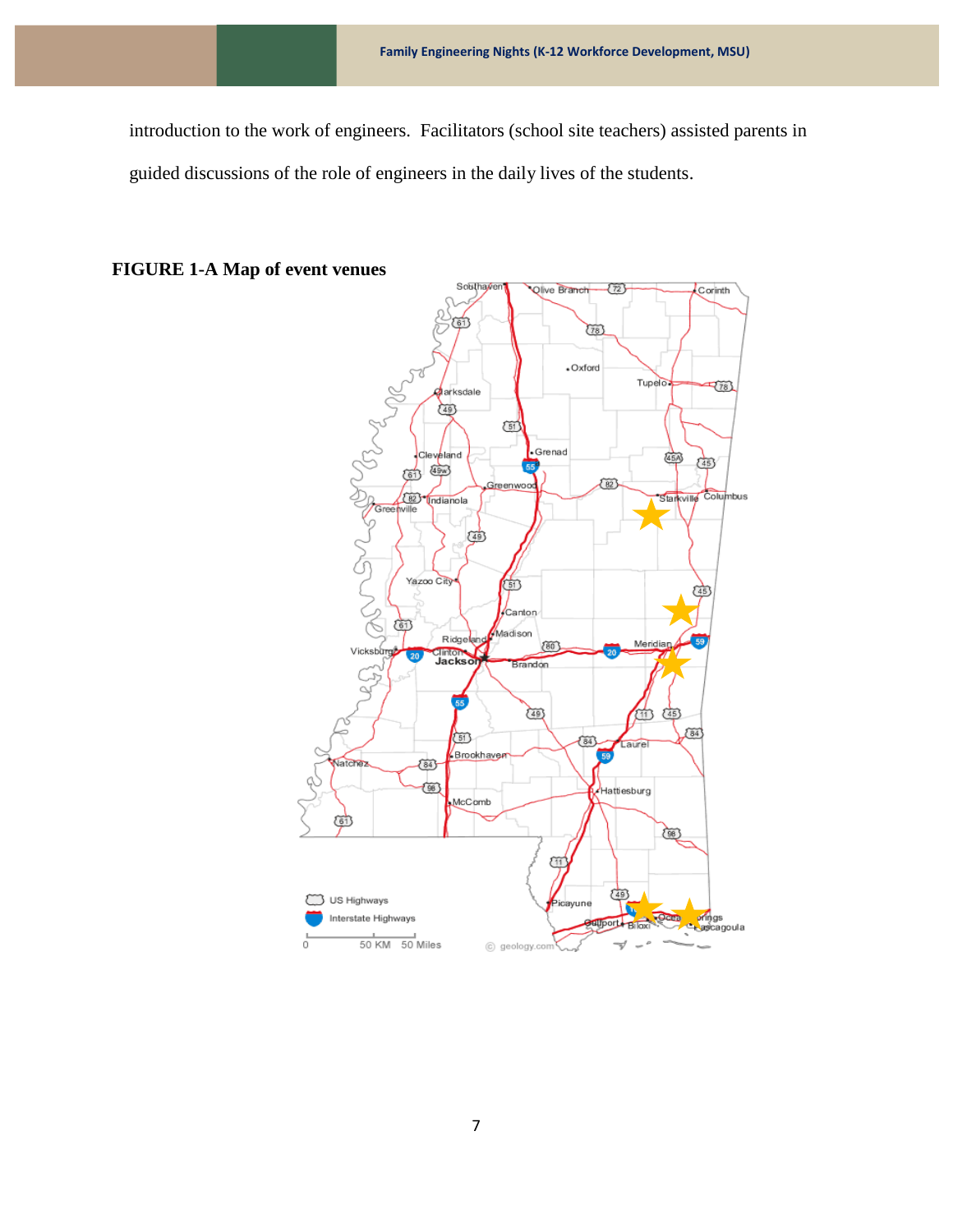introduction to the work of engineers. Facilitators (school site teachers) assisted parents in guided discussions of the role of engineers in the daily lives of the students.

**FIGURE 1-A Map of event venues**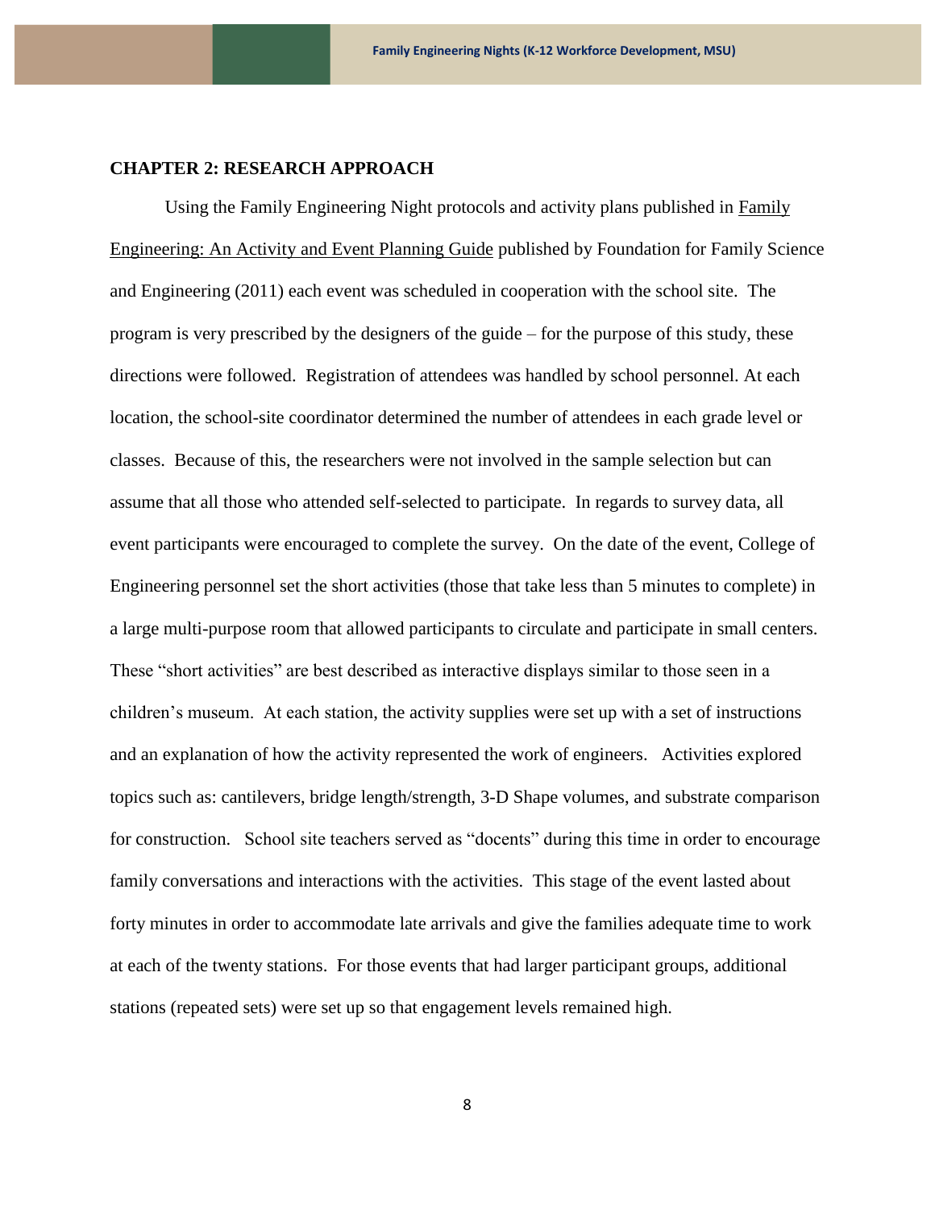## CHAPTER 2: RESEARCH APPROACH

Using the Family Engineering Night protocols and activity plans published in Family Engineering: An Activity and Event Planning Guide published by Foundation for Family Science and Engineering (2011) each event was scheduled in cooperation with the school site. The program is very prescribed by the designers of the guide – for the purpose of this study, these directions were followed. Registration of attendees was handled by school personnel. At each location, the school-site coordinator determined the number of attendees in each grade level or classes. Because of this, the researchers were not involved in the sample selection but can assume that all those who attended self-selected to participate. In regards to survey data, all event participants were encouraged to complete the survey. On the date of the event, College of Engineering personnel set the short activities (those that take less than 5 minutes to complete) in a large multi-purpose room that allowed participants to circulate and participate in small centers. These "short activities" are best described as interactive displays similar to those seen in a children's museum. At each station, the activity supplies were set up with a set of instructions and an explanation of how the activity represented the work of engineers. Activities explored topics such as: cantilevers, bridge length/strength, 3-D Shape volumes, and substrate comparison for construction. School site teachers served as "docents" during this time in order to encourage family conversations and interactions with the activities. This stage of the event lasted about forty minutes in order to accommodate late arrivals and give the families adequate time to work at each of the twenty stations. For those events that had larger participant groups, additional stations (repeated sets) were set up so that engagement levels remained high.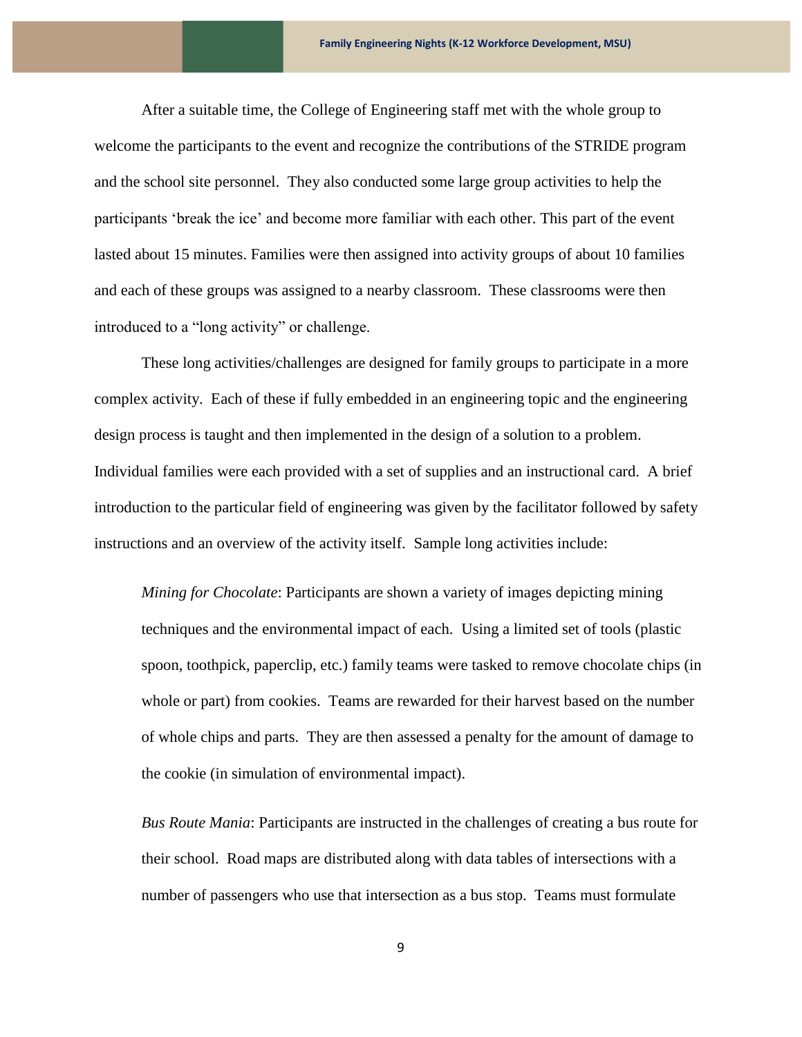After a suitable time, the College of Engineering staff met with the whole group to welcome the participants to the event and recognize the contributions of the STRIDE program and the school site personnel. They also conducted some large group activities to help the participants 'break the ice' and become more familiar with each other. This part of the event lasted about 15 minutes. Families were then assigned into activity groups of about 10 families and each of these groups was assigned to a nearby classroom. These classrooms were then introduced to a "long activity" or challenge.

These long activities/challenges are designed for family groups to participate in a more complex activity. Each of these if fully embedded in an engineering topic and the engineering design process is taught and then implemented in the design of a solution to a problem. Individual families were each provided with a set of supplies and an instructional card. A brief introduction to the particular field of engineering was given by the facilitator followed by safety instructions and an overview of the activity itself. Sample long activities include:

> *Mining for Chocolate*: Participants are shown a variety of images depicting mining techniques and the environmental impact of each. Using a limited set of tools (plastic spoon, toothpick, paperclip, etc.) family teams were tasked to remove chocolate chips (in whole or part) from cookies. Teams are rewarded for their harvest based on the number of whole chips and parts. They are then assessed a penalty for the amount of damage to the cookie (in simulation of environmental impact).

> *Bus Route Mania*: Participants are instructed in the challenges of creating a bus route for their school. Road maps are distributed along with data tables of intersections with a number of passengers who use that intersection as a bus stop. Teams must formulate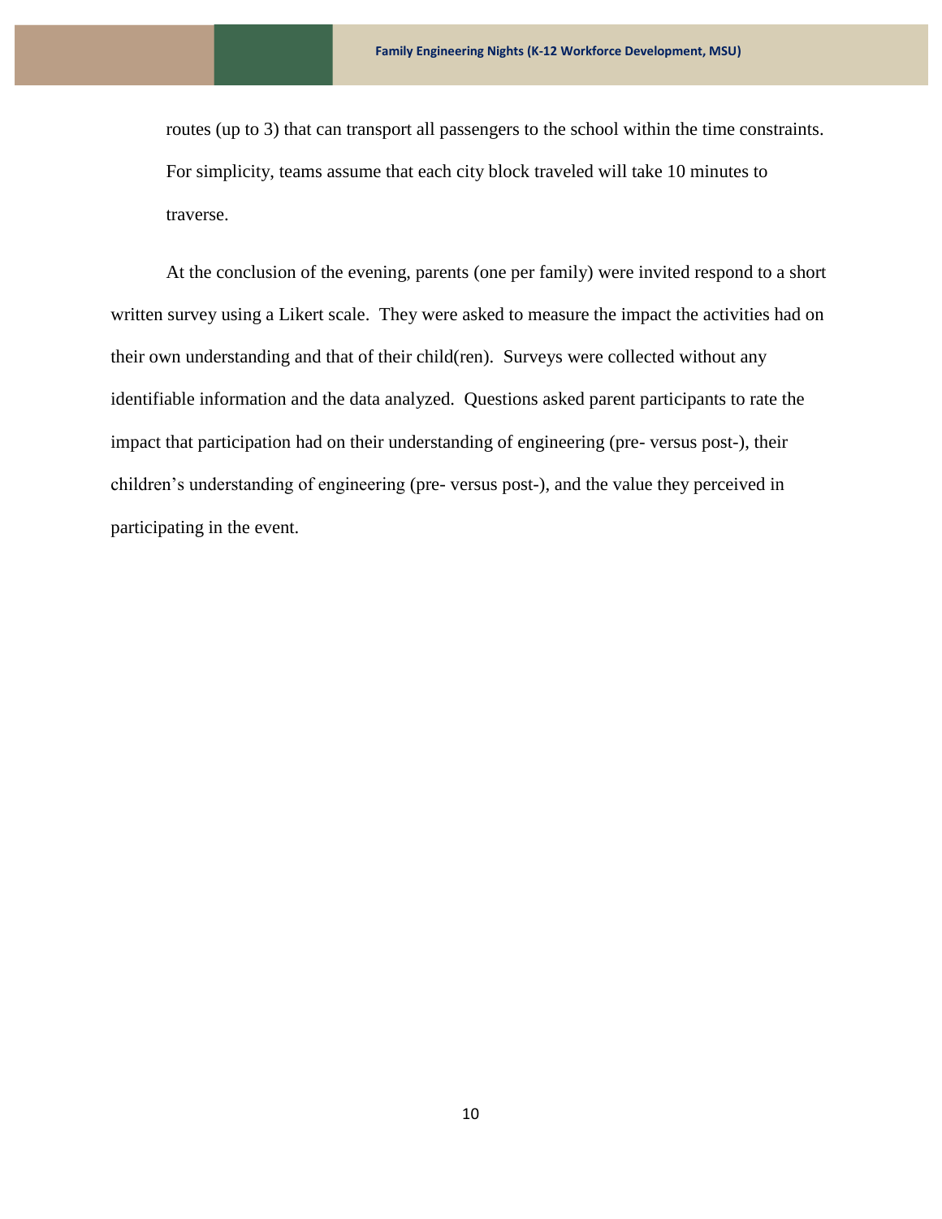routes (up to 3) that can transport all passengers to the school within the time constraints. For simplicity, teams assume that each city block traveled will take 10 minutes to traverse.

At the conclusion of the evening, parents (one per family) were invited respond to a short written survey using a Likert scale. They were asked to measure the impact the activities had on their own understanding and that of their child(ren). Surveys were collected without any identifiable information and the data analyzed. Questions asked parent participants to rate the impact that participation had on their understanding of engineering (pre- versus post-), their children's understanding of engineering (pre- versus post-), and the value they perceived in participating in the event.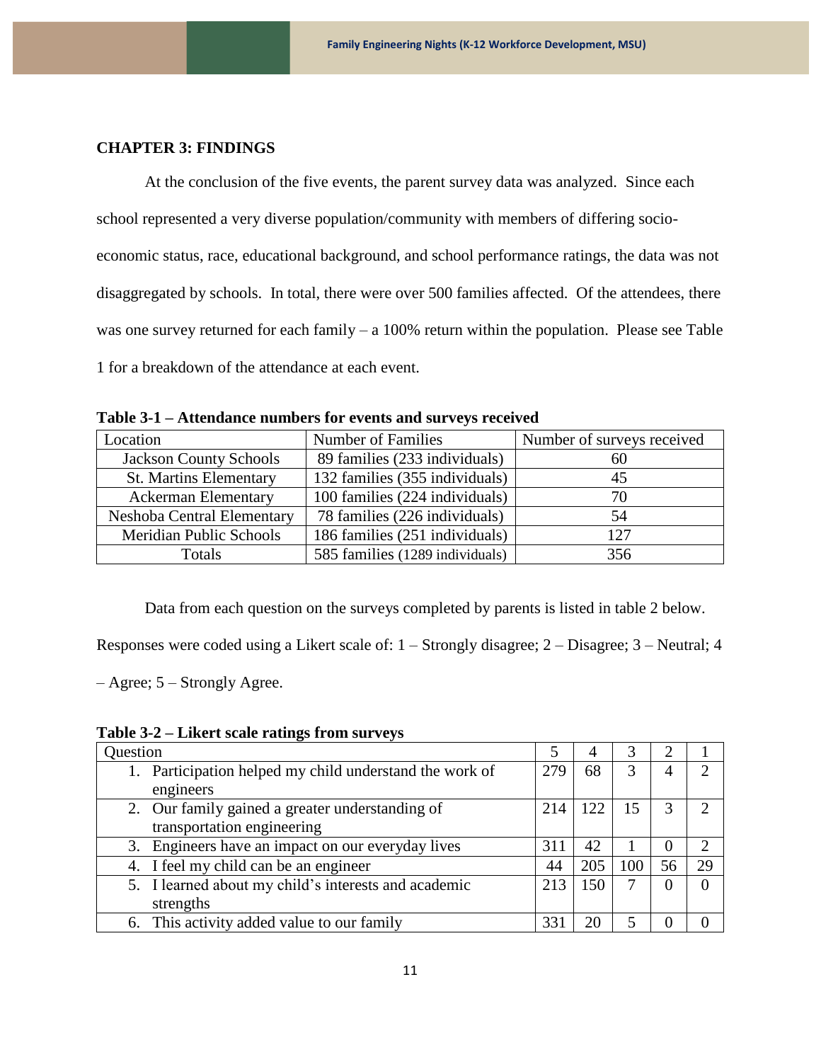## CHAPTER 3: FINDINGS

At the conclusion of the five events, the parent survey data was analyzed. Since each school represented a very diverse population/community with members of differing socio-economic status, race, educational background, and school performance ratings, the data was not disaggregated by schools. In total, there were over 500 families affected. Of the attendees, there was one survey returned for each family – a 100% return within the population. Please see Table 1 for a breakdown of the attendance at each event.

**Table 3-1 – Attendance numbers for events and surveys received**

| Location | Number of Families | Number of surveys received |
|---|---|---|
| Jackson County Schools | 89 families (233 individuals) | 60 |
| St. Martins Elementary | 132 families (355 individuals) | 45 |
| Ackerman Elementary | 100 families (224 individuals) | 70 |
| Neshoba Central Elementary | 78 families (226 individuals) | 54 |
| Meridian Public Schools | 186 families (251 individuals) | 127 |
| Totals | 585 families (1289 individuals) | 356 |

Data from each question on the surveys completed by parents is listed in table 2 below. Responses were coded using a Likert scale of: 1 – Strongly disagree; 2 – Disagree; 3 – Neutral; 4 – Agree; 5 – Strongly Agree.

**Table 3-2 – Likert scale ratings from surveys**

| Question | 5 | 4 | 3 | 2 | 1 |
|---|---|---|---|---|---|
| 1. Participation helped my child understand the work of engineers | 279 | 68 | 3 | 4 | 2 |
| 2. Our family gained a greater understanding of transportation engineering | 214 | 122 | 15 | 3 | 2 |
| 3. Engineers have an impact on our everyday lives | 311 | 42 | 1 | 0 | 2 |
| 4. I feel my child can be an engineer | 44 | 205 | 100 | 56 | 29 |
| 5. I learned about my child's interests and academic strengths | 213 | 150 | 7 | 0 | 0 |
| 6. This activity added value to our family | 331 | 20 | 5 | 0 | 0 |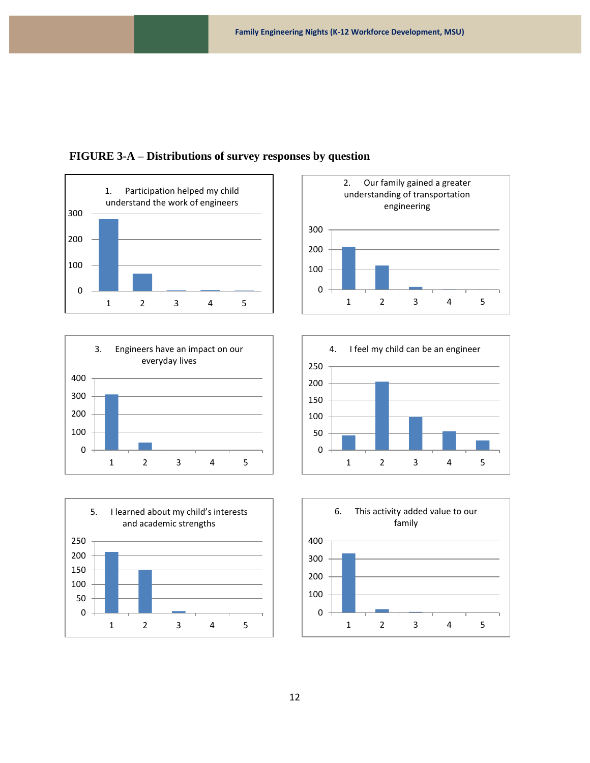**FIGURE 3-A – Distributions of survey responses by question**

1. Participation helped my child understand the work of engineers

2. Our family gained a greater understanding of transportation engineering

3. Engineers have an impact on our everyday lives

4. I feel my child can be an engineer

5. I learned about my child's interests and academic strengths

6. This activity added value to our family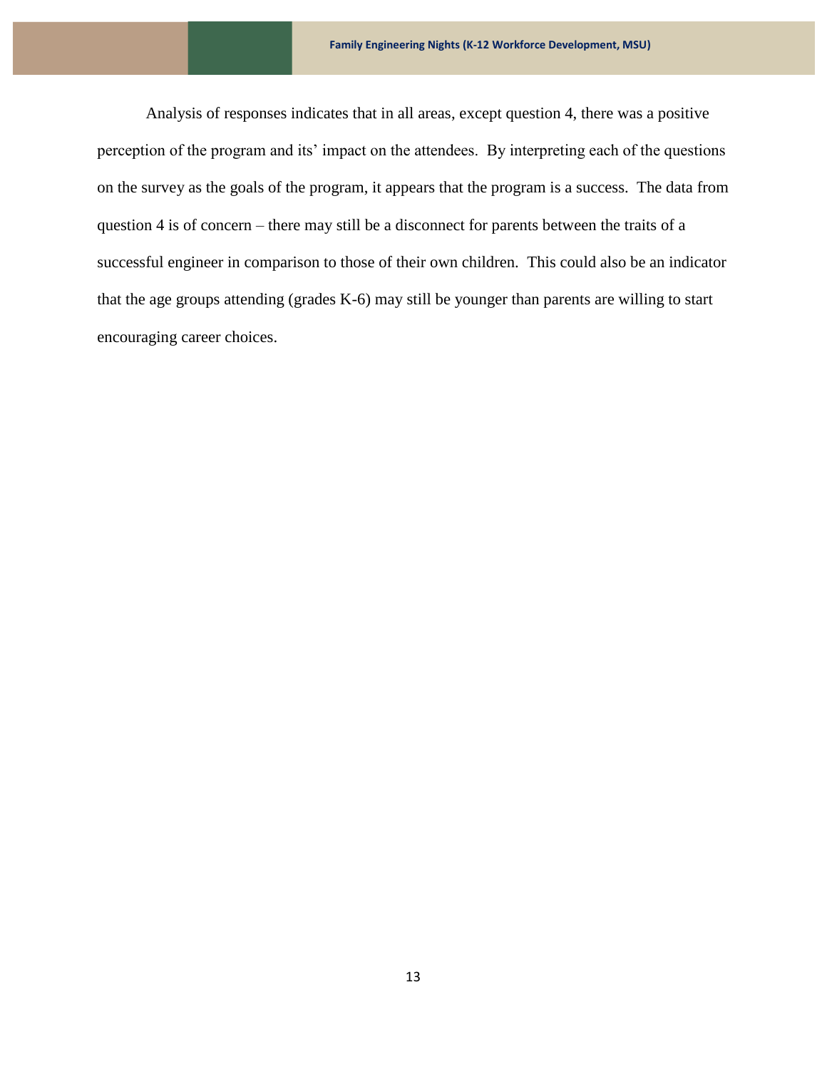Analysis of responses indicates that in all areas, except question 4, there was a positive perception of the program and its' impact on the attendees. By interpreting each of the questions on the survey as the goals of the program, it appears that the program is a success. The data from question 4 is of concern – there may still be a disconnect for parents between the traits of a successful engineer in comparison to those of their own children. This could also be an indicator that the age groups attending (grades K-6) may still be younger than parents are willing to start encouraging career choices.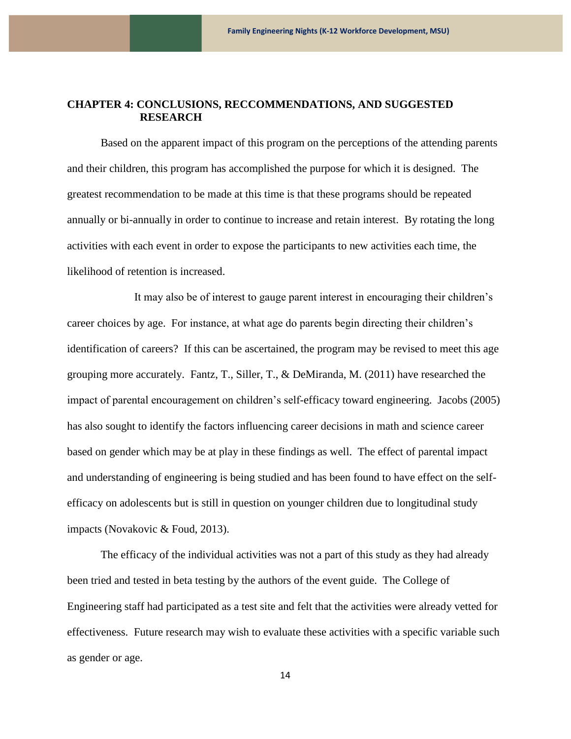# CHAPTER 4: CONCLUSIONS, RECCOMMENDATIONS, AND SUGGESTED RESEARCH

Based on the apparent impact of this program on the perceptions of the attending parents and their children, this program has accomplished the purpose for which it is designed. The greatest recommendation to be made at this time is that these programs should be repeated annually or bi-annually in order to continue to increase and retain interest. By rotating the long activities with each event in order to expose the participants to new activities each time, the likelihood of retention is increased.

It may also be of interest to gauge parent interest in encouraging their children's career choices by age. For instance, at what age do parents begin directing their children's identification of careers? If this can be ascertained, the program may be revised to meet this age grouping more accurately. Fantz, T., Siller, T., & DeMiranda, M. (2011) have researched the impact of parental encouragement on children's self-efficacy toward engineering. Jacobs (2005) has also sought to identify the factors influencing career decisions in math and science career based on gender which may be at play in these findings as well. The effect of parental impact and understanding of engineering is being studied and has been found to have effect on the self-efficacy on adolescents but is still in question on younger children due to longitudinal study impacts (Novakovic & Foud, 2013).

The efficacy of the individual activities was not a part of this study as they had already been tried and tested in beta testing by the authors of the event guide. The College of Engineering staff had participated as a test site and felt that the activities were already vetted for effectiveness. Future research may wish to evaluate these activities with a specific variable such as gender or age.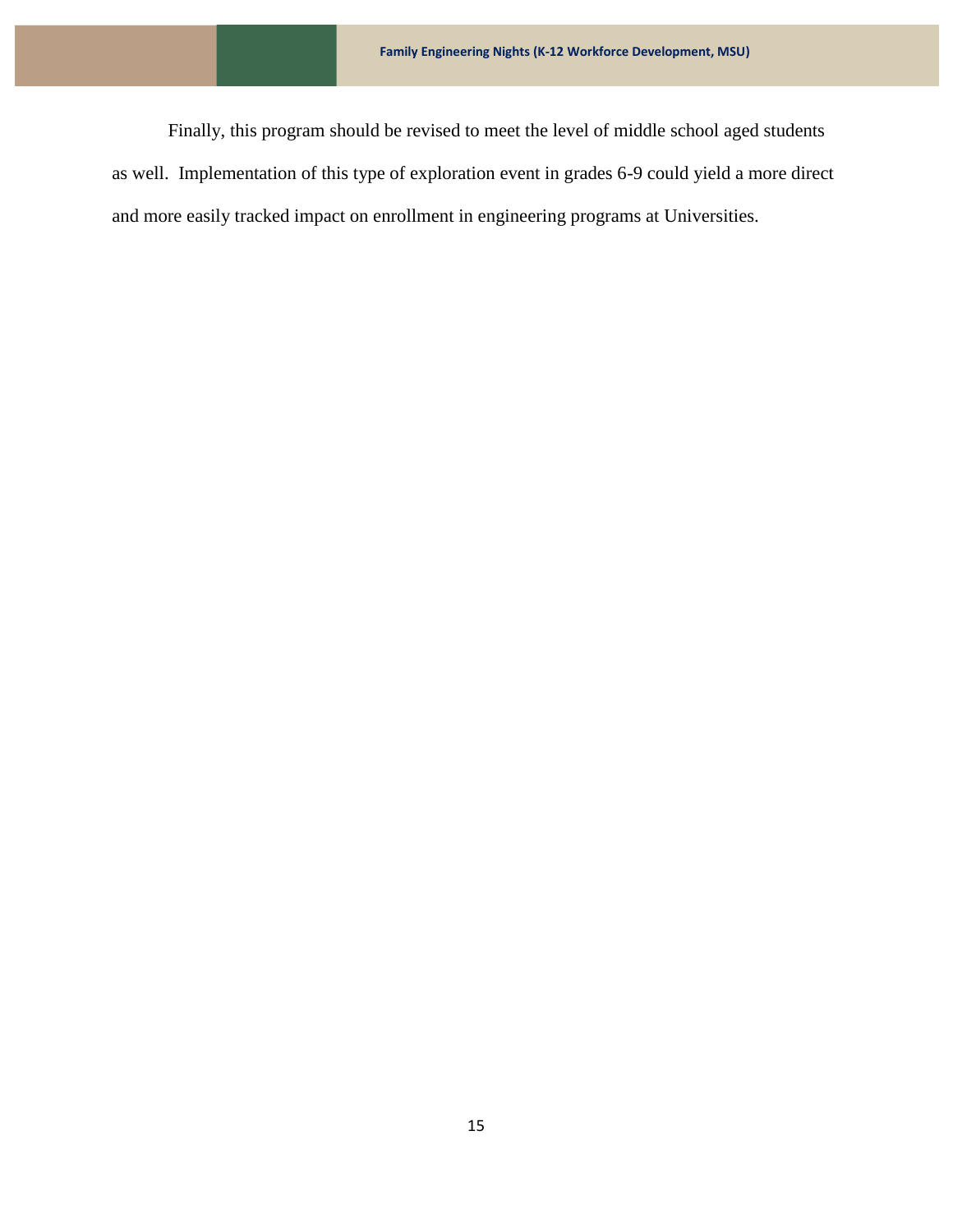Finally, this program should be revised to meet the level of middle school aged students as well. Implementation of this type of exploration event in grades 6-9 could yield a more direct and more easily tracked impact on enrollment in engineering programs at Universities.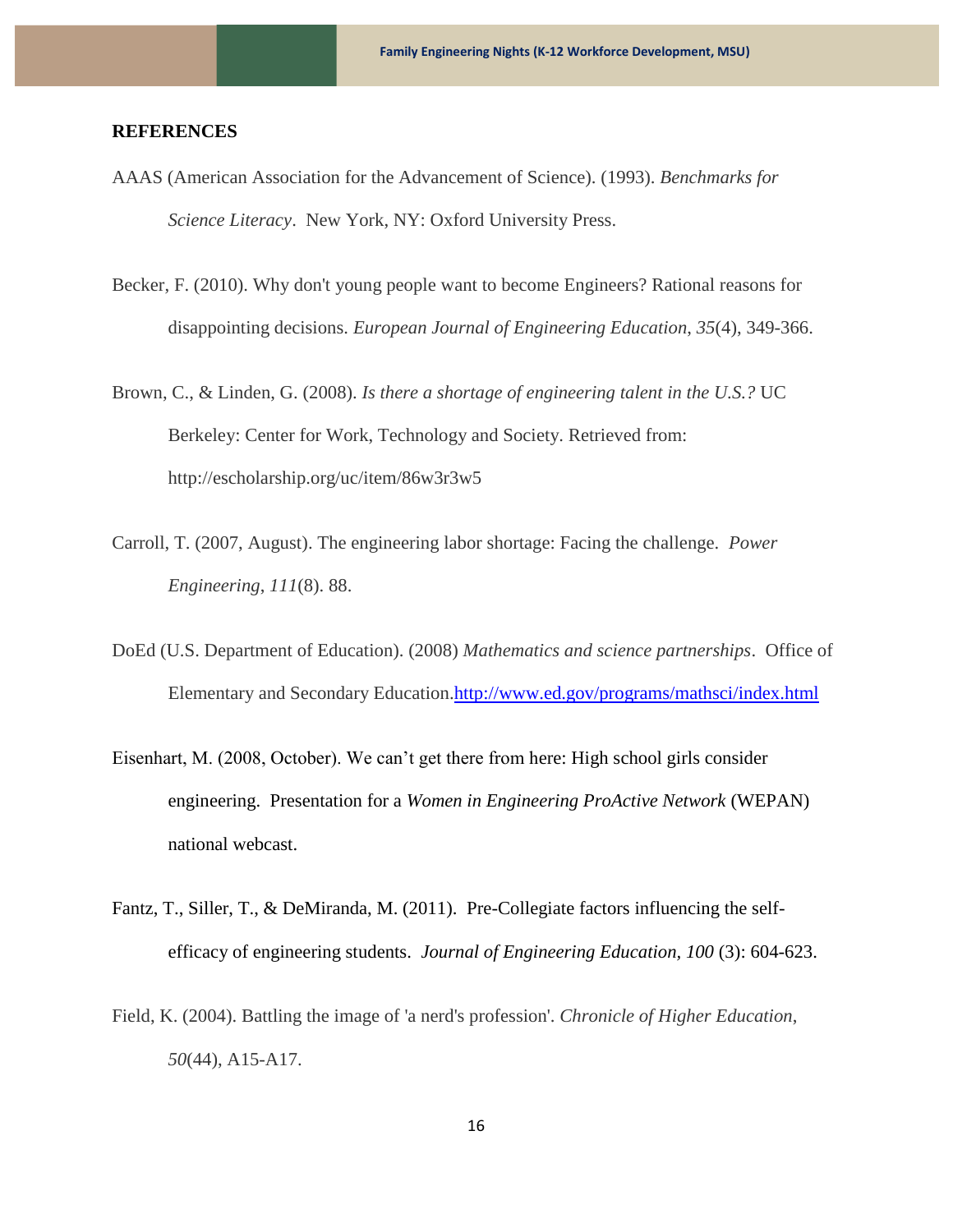**REFERENCES**

AAAS (American Association for the Advancement of Science). (1993). *Benchmarks for Science Literacy*. New York, NY: Oxford University Press.

Becker, F. (2010). Why don't young people want to become Engineers? Rational reasons for disappointing decisions. *European Journal of Engineering Education, 35*(4), 349-366.

Brown, C., & Linden, G. (2008). *Is there a shortage of engineering talent in the U.S.?* UC Berkeley: Center for Work, Technology and Society. Retrieved from: http://escholarship.org/uc/item/86w3r3w5

Carroll, T. (2007, August). The engineering labor shortage: Facing the challenge. *Power Engineering, 111*(8). 88.

DoEd (U.S. Department of Education). (2008) *Mathematics and science partnerships*. Office of Elementary and Secondary Education.http://www.ed.gov/programs/mathsci/index.html

Eisenhart, M. (2008, October). We can't get there from here: High school girls consider engineering. Presentation for a *Women in Engineering ProActive Network* (WEPAN) national webcast.

Fantz, T., Siller, T., & DeMiranda, M. (2011). Pre-Collegiate factors influencing the self-efficacy of engineering students. *Journal of Engineering Education, 100* (3): 604-623.

Field, K. (2004). Battling the image of 'a nerd's profession'. *Chronicle of Higher Education, 50*(44), A15-A17.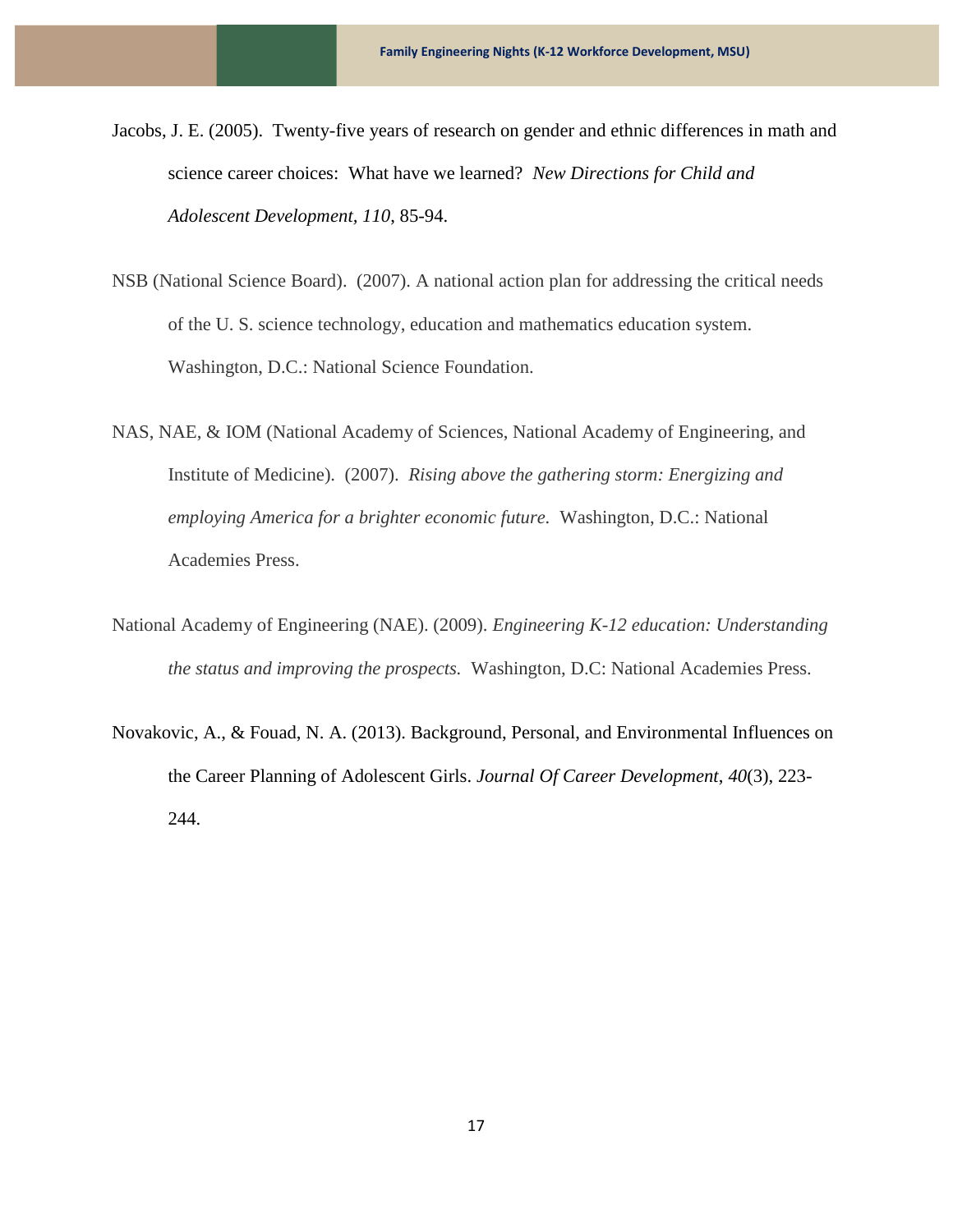Jacobs, J. E. (2005). Twenty-five years of research on gender and ethnic differences in math and science career choices: What have we learned? *New Directions for Child and Adolescent Development*, *110*, 85-94.

NSB (National Science Board). (2007). A national action plan for addressing the critical needs of the U. S. science technology, education and mathematics education system. Washington, D.C.: National Science Foundation.

NAS, NAE, & IOM (National Academy of Sciences, National Academy of Engineering, and Institute of Medicine). (2007). *Rising above the gathering storm: Energizing and employing America for a brighter economic future.* Washington, D.C.: National Academies Press.

National Academy of Engineering (NAE). (2009). *Engineering K-12 education: Understanding the status and improving the prospects.* Washington, D.C: National Academies Press.

Novakovic, A., & Fouad, N. A. (2013). Background, Personal, and Environmental Influences on the Career Planning of Adolescent Girls. *Journal Of Career Development*, *40*(3), 223-244.